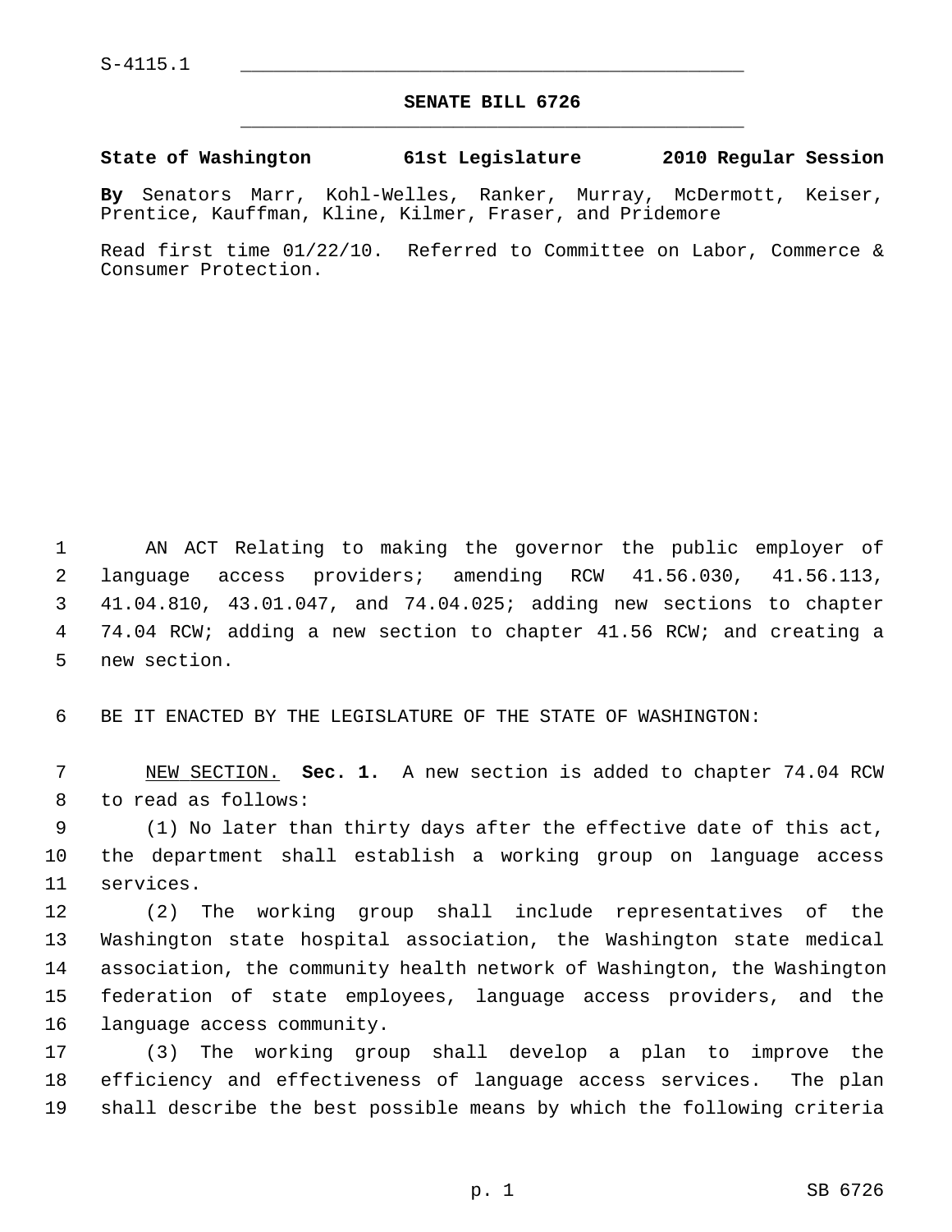S-4115.1

# SENATE BILL 6726

**State of Washington 61st Legislature 2010 Regular Session**

**By** Senators Marr, Kohl-Welles, Ranker, Murray, McDermott, Keiser, Prentice, Kauffman, Kline, Kilmer, Fraser, and Pridemore

Read first time 01/22/10. Referred to Committee on Labor, Commerce & Consumer Protection.

AN ACT Relating to making the governor the public employer of language access providers; amending RCW 41.56.030, 41.56.113, 41.04.810, 43.01.047, and 74.04.025; adding new sections to chapter 74.04 RCW; adding a new section to chapter 41.56 RCW; and creating a new section.

BE IT ENACTED BY THE LEGISLATURE OF THE STATE OF WASHINGTON:

NEW SECTION. **Sec. 1.** A new section is added to chapter 74.04 RCW to read as follows:

(1) No later than thirty days after the effective date of this act, the department shall establish a working group on language access services.

(2) The working group shall include representatives of the Washington state hospital association, the Washington state medical association, the community health network of Washington, the Washington federation of state employees, language access providers, and the language access community.

(3) The working group shall develop a plan to improve the efficiency and effectiveness of language access services. The plan shall describe the best possible means by which the following criteria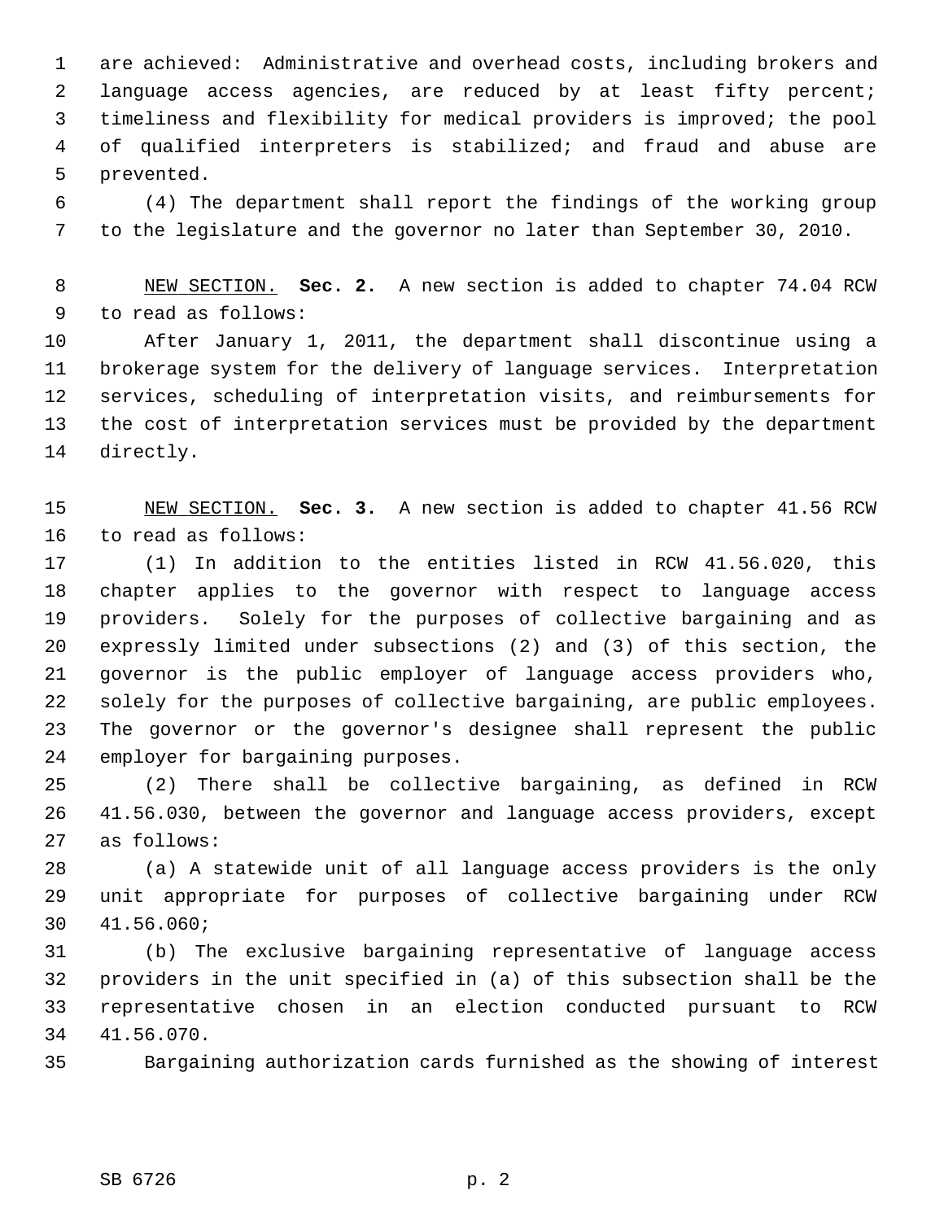are achieved: Administrative and overhead costs, including brokers and language access agencies, are reduced by at least fifty percent; timeliness and flexibility for medical providers is improved; the pool of qualified interpreters is stabilized; and fraud and abuse are prevented.

(4) The department shall report the findings of the working group to the legislature and the governor no later than September 30, 2010.

NEW SECTION. **Sec. 2.** A new section is added to chapter 74.04 RCW to read as follows:

After January 1, 2011, the department shall discontinue using a brokerage system for the delivery of language services. Interpretation services, scheduling of interpretation visits, and reimbursements for the cost of interpretation services must be provided by the department directly.

NEW SECTION. **Sec. 3.** A new section is added to chapter 41.56 RCW to read as follows:

(1) In addition to the entities listed in RCW 41.56.020, this chapter applies to the governor with respect to language access providers. Solely for the purposes of collective bargaining and as expressly limited under subsections (2) and (3) of this section, the governor is the public employer of language access providers who, solely for the purposes of collective bargaining, are public employees. The governor or the governor's designee shall represent the public employer for bargaining purposes.

(2) There shall be collective bargaining, as defined in RCW 41.56.030, between the governor and language access providers, except as follows:

(a) A statewide unit of all language access providers is the only unit appropriate for purposes of collective bargaining under RCW 41.56.060;

(b) The exclusive bargaining representative of language access providers in the unit specified in (a) of this subsection shall be the representative chosen in an election conducted pursuant to RCW 41.56.070.

Bargaining authorization cards furnished as the showing of interest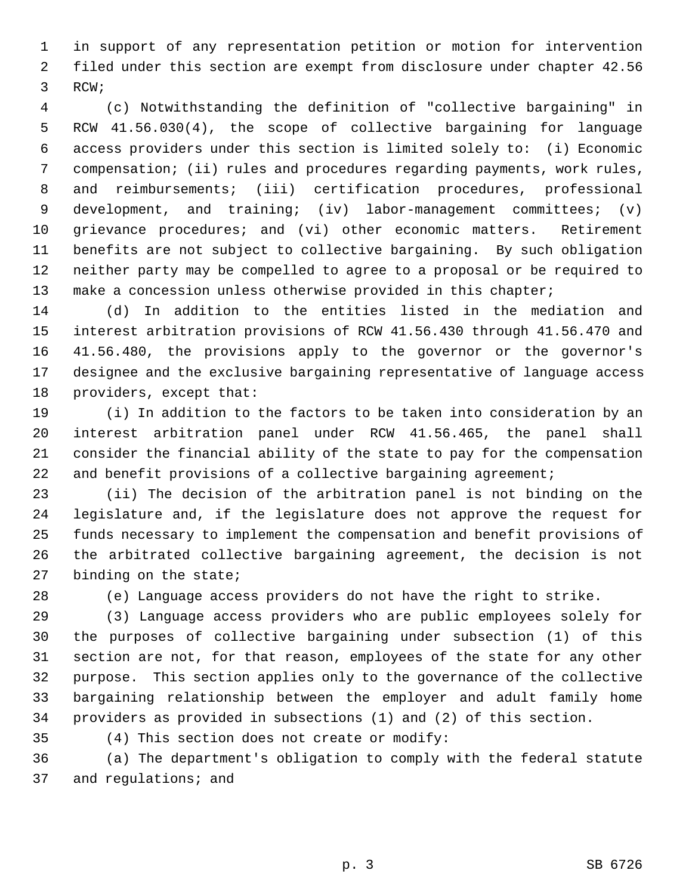in support of any representation petition or motion for intervention filed under this section are exempt from disclosure under chapter 42.56 RCW;

(c) Notwithstanding the definition of "collective bargaining" in RCW 41.56.030(4), the scope of collective bargaining for language access providers under this section is limited solely to: (i) Economic compensation; (ii) rules and procedures regarding payments, work rules, and reimbursements; (iii) certification procedures, professional development, and training; (iv) labor-management committees; (v) grievance procedures; and (vi) other economic matters. Retirement benefits are not subject to collective bargaining. By such obligation neither party may be compelled to agree to a proposal or be required to make a concession unless otherwise provided in this chapter;

(d) In addition to the entities listed in the mediation and interest arbitration provisions of RCW 41.56.430 through 41.56.470 and 41.56.480, the provisions apply to the governor or the governor's designee and the exclusive bargaining representative of language access providers, except that:

(i) In addition to the factors to be taken into consideration by an interest arbitration panel under RCW 41.56.465, the panel shall consider the financial ability of the state to pay for the compensation and benefit provisions of a collective bargaining agreement;

(ii) The decision of the arbitration panel is not binding on the legislature and, if the legislature does not approve the request for funds necessary to implement the compensation and benefit provisions of the arbitrated collective bargaining agreement, the decision is not binding on the state;

(e) Language access providers do not have the right to strike.

(3) Language access providers who are public employees solely for the purposes of collective bargaining under subsection (1) of this section are not, for that reason, employees of the state for any other purpose. This section applies only to the governance of the collective bargaining relationship between the employer and adult family home providers as provided in subsections (1) and (2) of this section.

(4) This section does not create or modify:

(a) The department's obligation to comply with the federal statute and regulations; and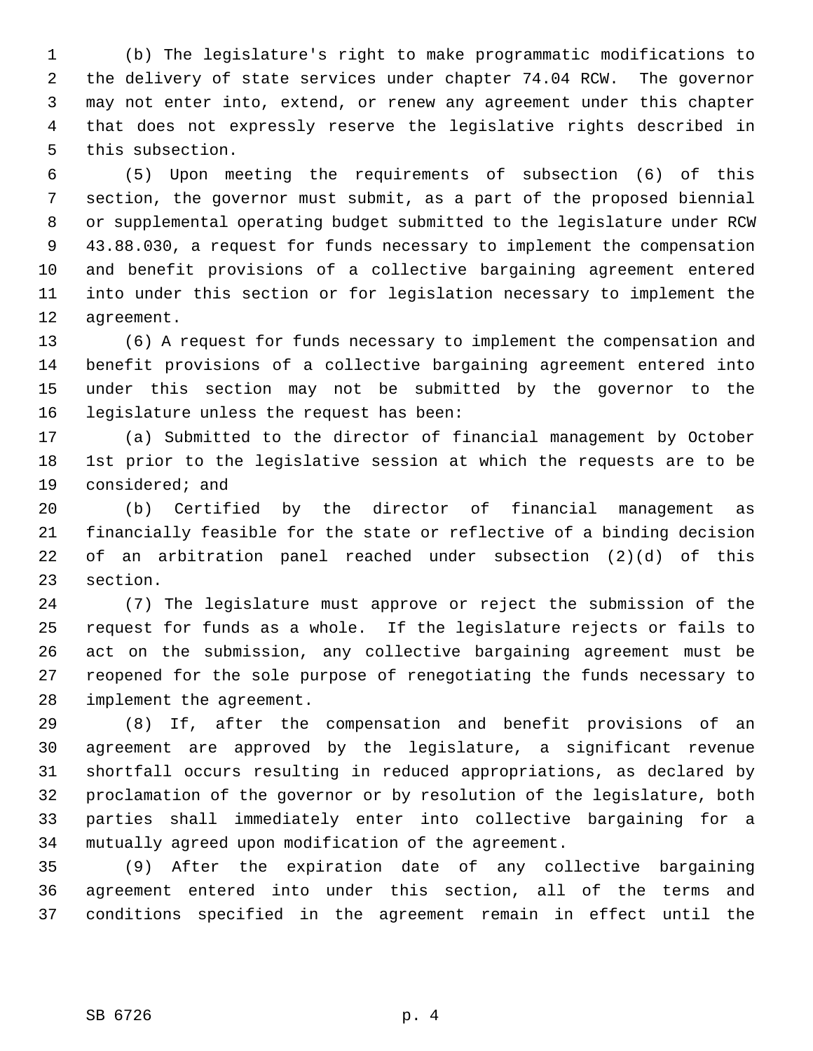(b) The legislature's right to make programmatic modifications to the delivery of state services under chapter 74.04 RCW. The governor may not enter into, extend, or renew any agreement under this chapter that does not expressly reserve the legislative rights described in this subsection.

(5) Upon meeting the requirements of subsection (6) of this section, the governor must submit, as a part of the proposed biennial or supplemental operating budget submitted to the legislature under RCW 43.88.030, a request for funds necessary to implement the compensation and benefit provisions of a collective bargaining agreement entered into under this section or for legislation necessary to implement the agreement.

(6) A request for funds necessary to implement the compensation and benefit provisions of a collective bargaining agreement entered into under this section may not be submitted by the governor to the legislature unless the request has been:

(a) Submitted to the director of financial management by October 1st prior to the legislative session at which the requests are to be considered; and

(b) Certified by the director of financial management as financially feasible for the state or reflective of a binding decision of an arbitration panel reached under subsection (2)(d) of this section.

(7) The legislature must approve or reject the submission of the request for funds as a whole. If the legislature rejects or fails to act on the submission, any collective bargaining agreement must be reopened for the sole purpose of renegotiating the funds necessary to implement the agreement.

(8) If, after the compensation and benefit provisions of an agreement are approved by the legislature, a significant revenue shortfall occurs resulting in reduced appropriations, as declared by proclamation of the governor or by resolution of the legislature, both parties shall immediately enter into collective bargaining for a mutually agreed upon modification of the agreement.

(9) After the expiration date of any collective bargaining agreement entered into under this section, all of the terms and conditions specified in the agreement remain in effect until the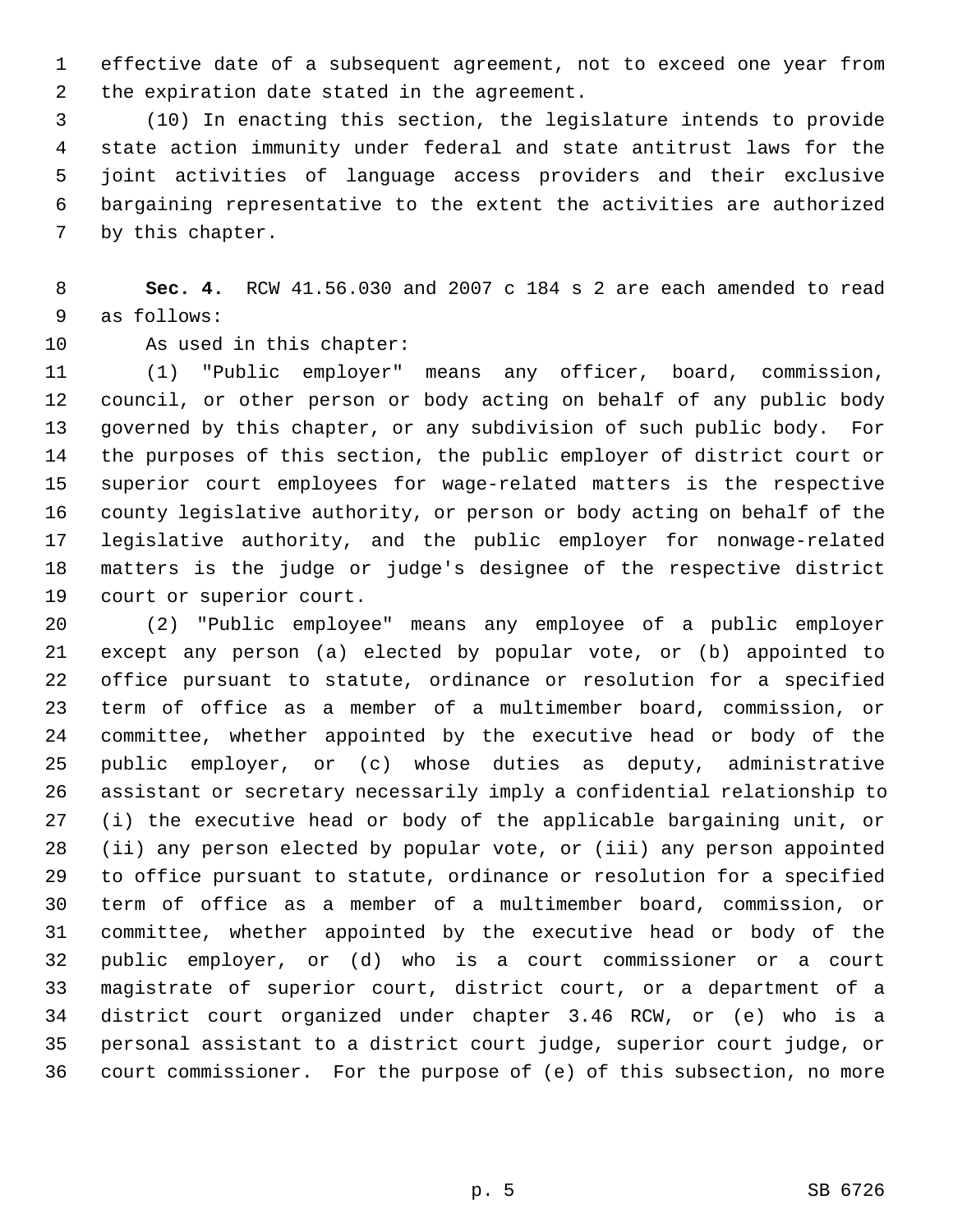effective date of a subsequent agreement, not to exceed one year from the expiration date stated in the agreement.

(10) In enacting this section, the legislature intends to provide state action immunity under federal and state antitrust laws for the joint activities of language access providers and their exclusive bargaining representative to the extent the activities are authorized by this chapter.

**Sec. 4.** RCW 41.56.030 and 2007 c 184 s 2 are each amended to read as follows:

As used in this chapter:

(1) "Public employer" means any officer, board, commission, council, or other person or body acting on behalf of any public body governed by this chapter, or any subdivision of such public body. For the purposes of this section, the public employer of district court or superior court employees for wage-related matters is the respective county legislative authority, or person or body acting on behalf of the legislative authority, and the public employer for nonwage-related matters is the judge or judge's designee of the respective district court or superior court.

(2) "Public employee" means any employee of a public employer except any person (a) elected by popular vote, or (b) appointed to office pursuant to statute, ordinance or resolution for a specified term of office as a member of a multimember board, commission, or committee, whether appointed by the executive head or body of the public employer, or (c) whose duties as deputy, administrative assistant or secretary necessarily imply a confidential relationship to (i) the executive head or body of the applicable bargaining unit, or (ii) any person elected by popular vote, or (iii) any person appointed to office pursuant to statute, ordinance or resolution for a specified term of office as a member of a multimember board, commission, or committee, whether appointed by the executive head or body of the public employer, or (d) who is a court commissioner or a court magistrate of superior court, district court, or a department of a district court organized under chapter 3.46 RCW, or (e) who is a personal assistant to a district court judge, superior court judge, or court commissioner. For the purpose of (e) of this subsection, no more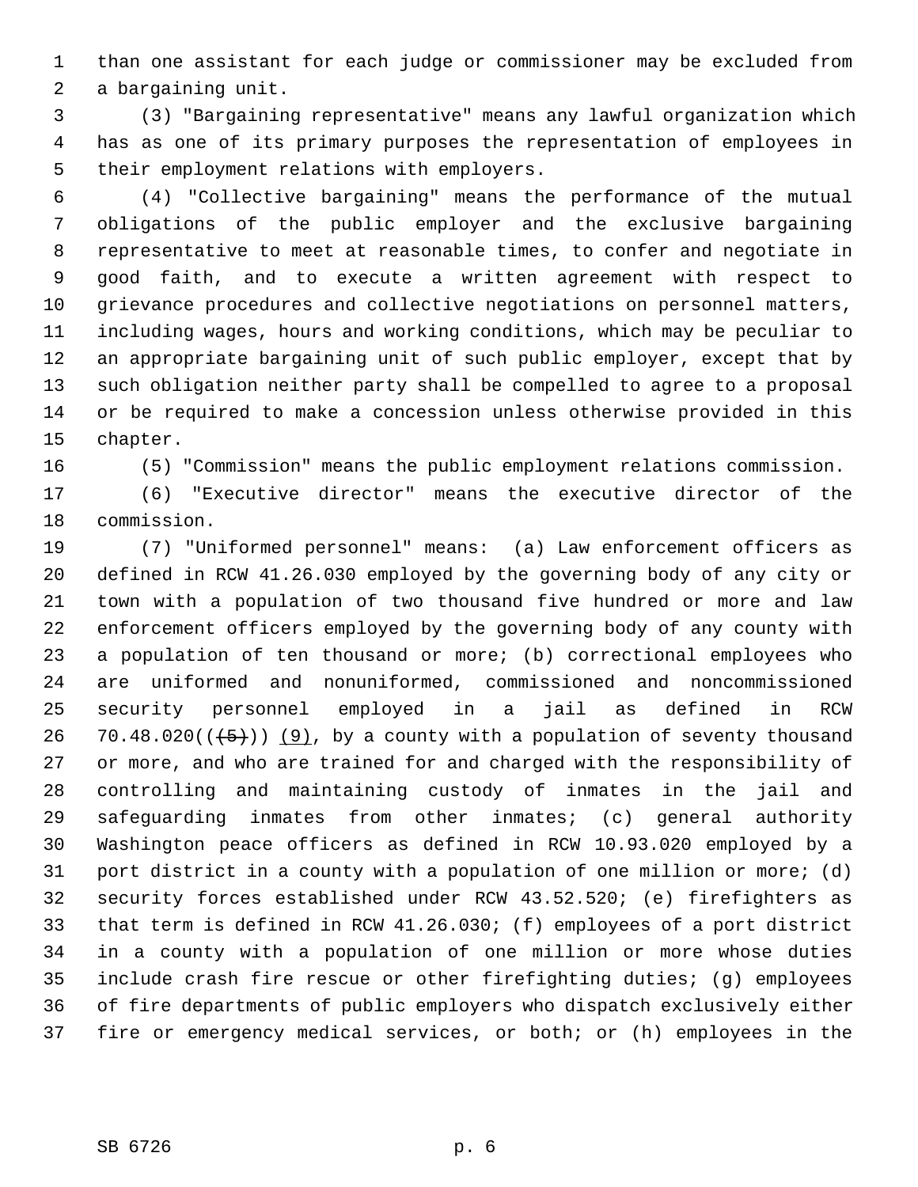than one assistant for each judge or commissioner may be excluded from a bargaining unit.

(3) "Bargaining representative" means any lawful organization which has as one of its primary purposes the representation of employees in their employment relations with employers.

(4) "Collective bargaining" means the performance of the mutual obligations of the public employer and the exclusive bargaining representative to meet at reasonable times, to confer and negotiate in good faith, and to execute a written agreement with respect to grievance procedures and collective negotiations on personnel matters, including wages, hours and working conditions, which may be peculiar to an appropriate bargaining unit of such public employer, except that by such obligation neither party shall be compelled to agree to a proposal or be required to make a concession unless otherwise provided in this chapter.

(5) "Commission" means the public employment relations commission.

(6) "Executive director" means the executive director of the commission.

(7) "Uniformed personnel" means: (a) Law enforcement officers as defined in RCW 41.26.030 employed by the governing body of any city or town with a population of two thousand five hundred or more and law enforcement officers employed by the governing body of any county with a population of ten thousand or more; (b) correctional employees who are uniformed and nonuniformed, commissioned and noncommissioned security personnel employed in a jail as defined in RCW 70.48.020((~~(5)~~)) (9), by a county with a population of seventy thousand or more, and who are trained for and charged with the responsibility of controlling and maintaining custody of inmates in the jail and safeguarding inmates from other inmates; (c) general authority Washington peace officers as defined in RCW 10.93.020 employed by a port district in a county with a population of one million or more; (d) security forces established under RCW 43.52.520; (e) firefighters as that term is defined in RCW 41.26.030; (f) employees of a port district in a county with a population of one million or more whose duties include crash fire rescue or other firefighting duties; (g) employees of fire departments of public employers who dispatch exclusively either fire or emergency medical services, or both; or (h) employees in the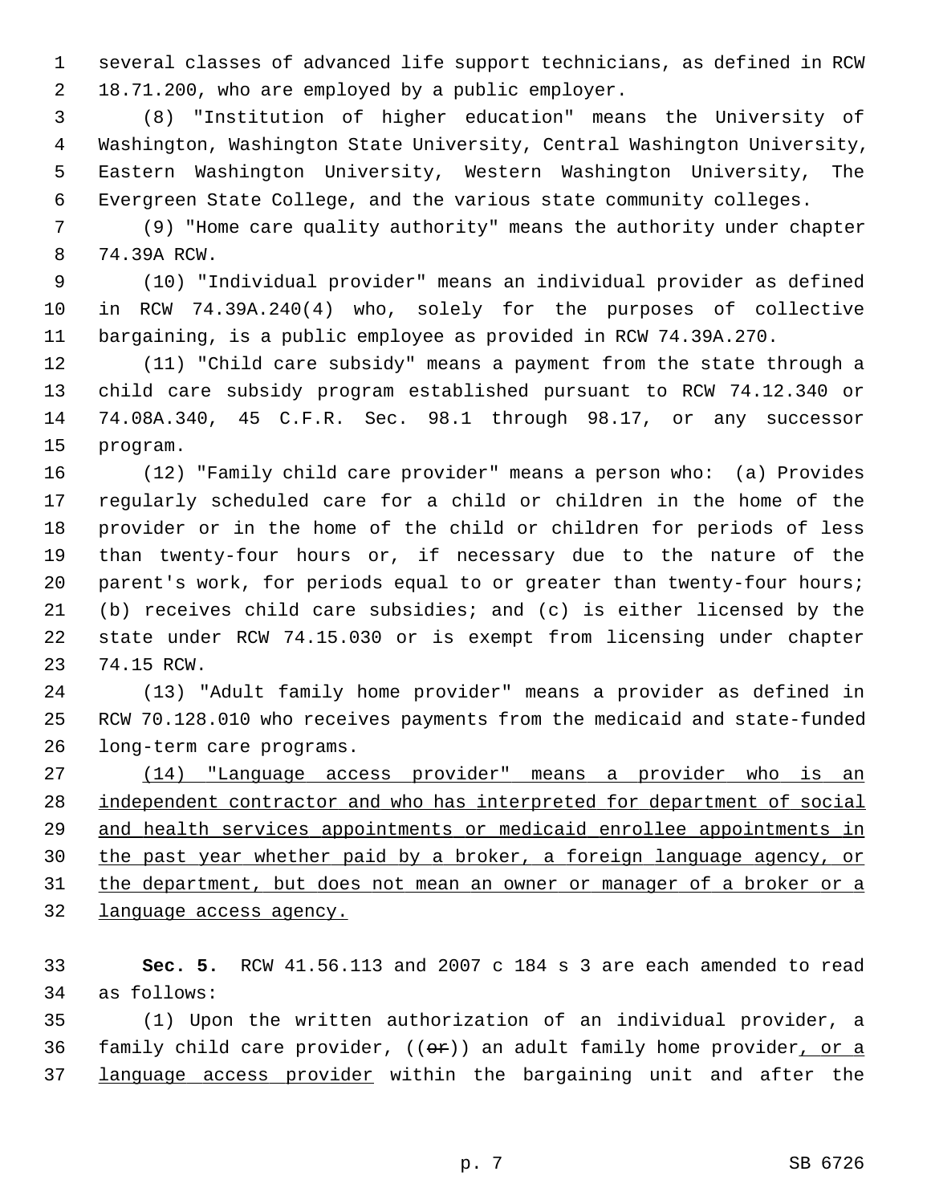several classes of advanced life support technicians, as defined in RCW 18.71.200, who are employed by a public employer.

(8) "Institution of higher education" means the University of Washington, Washington State University, Central Washington University, Eastern Washington University, Western Washington University, The Evergreen State College, and the various state community colleges.

(9) "Home care quality authority" means the authority under chapter 74.39A RCW.

(10) "Individual provider" means an individual provider as defined in RCW 74.39A.240(4) who, solely for the purposes of collective bargaining, is a public employee as provided in RCW 74.39A.270.

(11) "Child care subsidy" means a payment from the state through a child care subsidy program established pursuant to RCW 74.12.340 or 74.08A.340, 45 C.F.R. Sec. 98.1 through 98.17, or any successor program.

(12) "Family child care provider" means a person who: (a) Provides regularly scheduled care for a child or children in the home of the provider or in the home of the child or children for periods of less than twenty-four hours or, if necessary due to the nature of the parent's work, for periods equal to or greater than twenty-four hours; (b) receives child care subsidies; and (c) is either licensed by the state under RCW 74.15.030 or is exempt from licensing under chapter 74.15 RCW.

(13) "Adult family home provider" means a provider as defined in RCW 70.128.010 who receives payments from the medicaid and state-funded long-term care programs.

<u>(14) "Language access provider" means a provider who is an independent contractor and who has interpreted for department of social and health services appointments or medicaid enrollee appointments in the past year whether paid by a broker, a foreign language agency, or the department, but does not mean an owner or manager of a broker or a language access agency.</u>

**Sec. 5.** RCW 41.56.113 and 2007 c 184 s 3 are each amended to read as follows:

(1) Upon the written authorization of an individual provider, a family child care provider, ((~~or~~)) an adult family home provider<u>, or a language access provider</u> within the bargaining unit and after the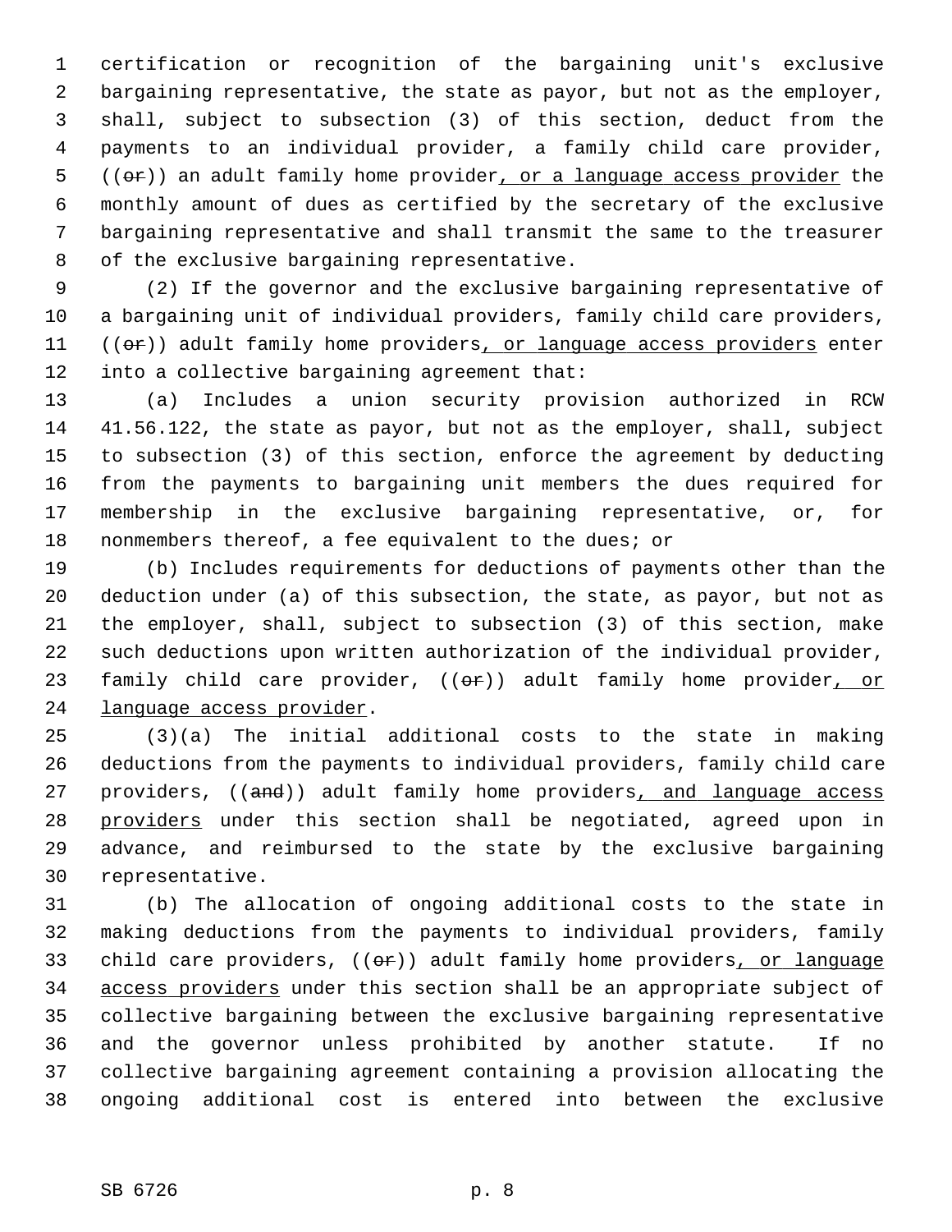certification or recognition of the bargaining unit's exclusive bargaining representative, the state as payor, but not as the employer, shall, subject to subsection (3) of this section, deduct from the payments to an individual provider, a family child care provider, ((~~or~~)) an adult family home provider, or a language access provider the monthly amount of dues as certified by the secretary of the exclusive bargaining representative and shall transmit the same to the treasurer of the exclusive bargaining representative.

(2) If the governor and the exclusive bargaining representative of a bargaining unit of individual providers, family child care providers, ((~~or~~)) adult family home providers, or language access providers enter into a collective bargaining agreement that:

(a) Includes a union security provision authorized in RCW 41.56.122, the state as payor, but not as the employer, shall, subject to subsection (3) of this section, enforce the agreement by deducting from the payments to bargaining unit members the dues required for membership in the exclusive bargaining representative, or, for nonmembers thereof, a fee equivalent to the dues; or

(b) Includes requirements for deductions of payments other than the deduction under (a) of this subsection, the state, as payor, but not as the employer, shall, subject to subsection (3) of this section, make such deductions upon written authorization of the individual provider, family child care provider, ((~~or~~)) adult family home provider, or language access provider.

(3)(a) The initial additional costs to the state in making deductions from the payments to individual providers, family child care providers, ((~~and~~)) adult family home providers, and language access providers under this section shall be negotiated, agreed upon in advance, and reimbursed to the state by the exclusive bargaining representative.

(b) The allocation of ongoing additional costs to the state in making deductions from the payments to individual providers, family child care providers, ((~~or~~)) adult family home providers, or language access providers under this section shall be an appropriate subject of collective bargaining between the exclusive bargaining representative and the governor unless prohibited by another statute. If no collective bargaining agreement containing a provision allocating the ongoing additional cost is entered into between the exclusive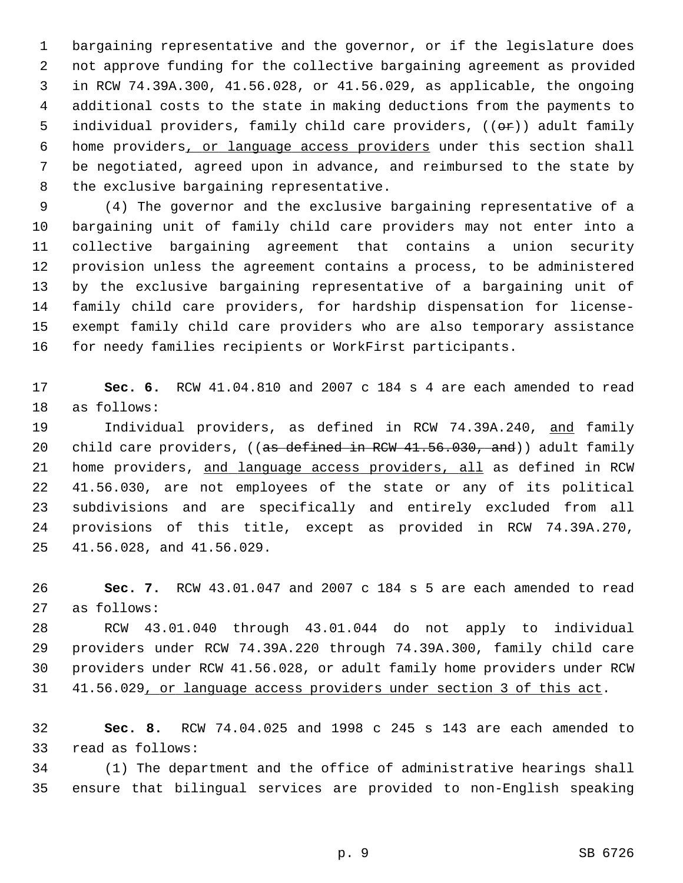bargaining representative and the governor, or if the legislature does not approve funding for the collective bargaining agreement as provided in RCW 74.39A.300, 41.56.028, or 41.56.029, as applicable, the ongoing additional costs to the state in making deductions from the payments to individual providers, family child care providers, ((~~or~~)) adult family home providers, or language access providers under this section shall be negotiated, agreed upon in advance, and reimbursed to the state by the exclusive bargaining representative.

(4) The governor and the exclusive bargaining representative of a bargaining unit of family child care providers may not enter into a collective bargaining agreement that contains a union security provision unless the agreement contains a process, to be administered by the exclusive bargaining representative of a bargaining unit of family child care providers, for hardship dispensation for license-exempt family child care providers who are also temporary assistance for needy families recipients or WorkFirst participants.

**Sec. 6.** RCW 41.04.810 and 2007 c 184 s 4 are each amended to read as follows:

Individual providers, as defined in RCW 74.39A.240, and family child care providers, ((~~as defined in RCW 41.56.030, and~~)) adult family home providers, and language access providers, all as defined in RCW 41.56.030, are not employees of the state or any of its political subdivisions and are specifically and entirely excluded from all provisions of this title, except as provided in RCW 74.39A.270, 41.56.028, and 41.56.029.

**Sec. 7.** RCW 43.01.047 and 2007 c 184 s 5 are each amended to read as follows:

RCW 43.01.040 through 43.01.044 do not apply to individual providers under RCW 74.39A.220 through 74.39A.300, family child care providers under RCW 41.56.028, or adult family home providers under RCW 41.56.029, or language access providers under section 3 of this act.

**Sec. 8.** RCW 74.04.025 and 1998 c 245 s 143 are each amended to read as follows:

(1) The department and the office of administrative hearings shall ensure that bilingual services are provided to non-English speaking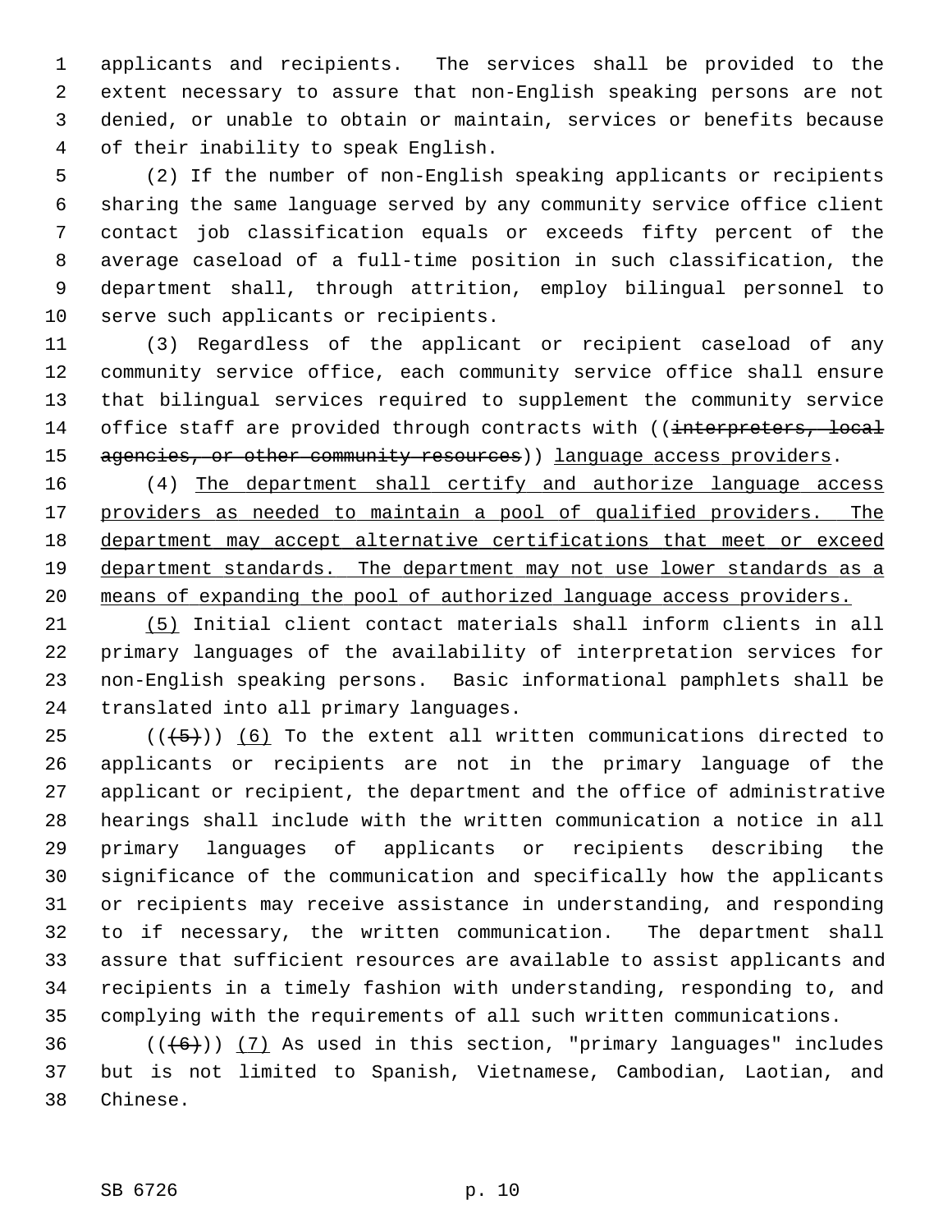applicants and recipients. The services shall be provided to the extent necessary to assure that non-English speaking persons are not denied, or unable to obtain or maintain, services or benefits because of their inability to speak English.

(2) If the number of non-English speaking applicants or recipients sharing the same language served by any community service office client contact job classification equals or exceeds fifty percent of the average caseload of a full-time position in such classification, the department shall, through attrition, employ bilingual personnel to serve such applicants or recipients.

(3) Regardless of the applicant or recipient caseload of any community service office, each community service office shall ensure that bilingual services required to supplement the community service office staff are provided through contracts with ((~~interpreters, local agencies, or other community resources~~)) <u>language access providers</u>.

(4) <u>The department shall certify and authorize language access providers as needed to maintain a pool of qualified providers. The department may accept alternative certifications that meet or exceed department standards. The department may not use lower standards as a means of expanding the pool of authorized language access providers.</u>

<u>(5)</u> Initial client contact materials shall inform clients in all primary languages of the availability of interpretation services for non-English speaking persons. Basic informational pamphlets shall be translated into all primary languages.

((~~(5)~~)) <u>(6)</u> To the extent all written communications directed to applicants or recipients are not in the primary language of the applicant or recipient, the department and the office of administrative hearings shall include with the written communication a notice in all primary languages of applicants or recipients describing the significance of the communication and specifically how the applicants or recipients may receive assistance in understanding, and responding to if necessary, the written communication. The department shall assure that sufficient resources are available to assist applicants and recipients in a timely fashion with understanding, responding to, and complying with the requirements of all such written communications.

((~~(6)~~)) <u>(7)</u> As used in this section, "primary languages" includes but is not limited to Spanish, Vietnamese, Cambodian, Laotian, and Chinese.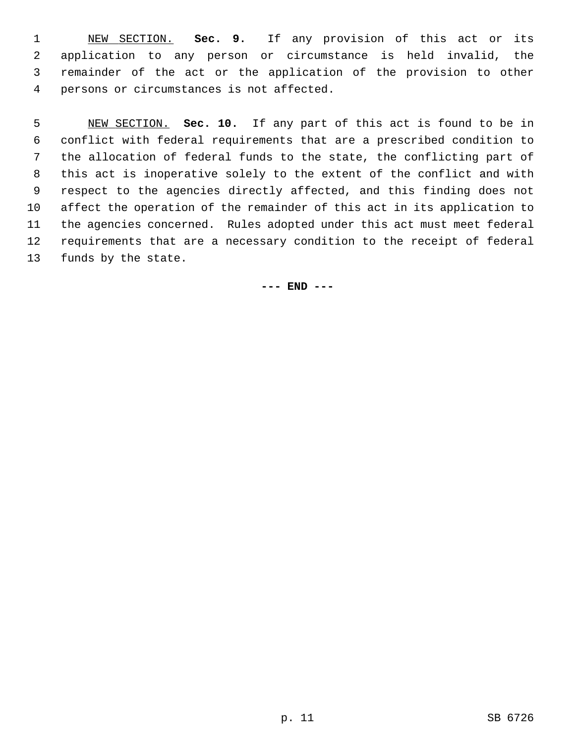NEW SECTION. **Sec. 9.** If any provision of this act or its application to any person or circumstance is held invalid, the remainder of the act or the application of the provision to other persons or circumstances is not affected.

NEW SECTION. **Sec. 10.** If any part of this act is found to be in conflict with federal requirements that are a prescribed condition to the allocation of federal funds to the state, the conflicting part of this act is inoperative solely to the extent of the conflict and with respect to the agencies directly affected, and this finding does not affect the operation of the remainder of this act in its application to the agencies concerned. Rules adopted under this act must meet federal requirements that are a necessary condition to the receipt of federal funds by the state.

**--- END ---**